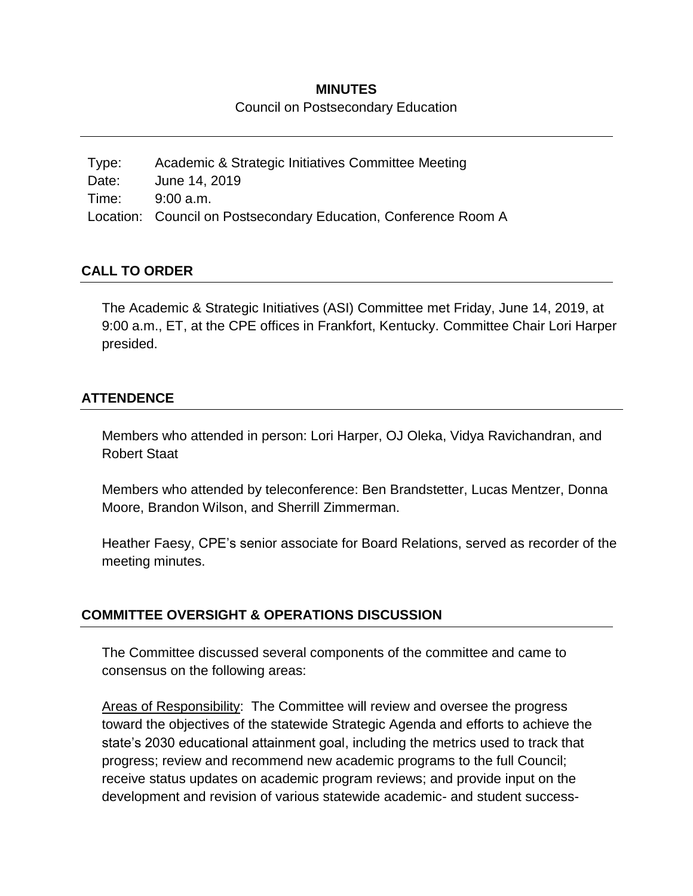# MINUTES

Council on Postsecondary Education

---

Type: Academic & Strategic Initiatives Committee Meeting
Date: June 14, 2019
Time: 9:00 a.m.
Location: Council on Postsecondary Education, Conference Room A

## CALL TO ORDER

The Academic & Strategic Initiatives (ASI) Committee met Friday, June 14, 2019, at 9:00 a.m., ET, at the CPE offices in Frankfort, Kentucky. Committee Chair Lori Harper presided.

## ATTENDENCE

Members who attended in person: Lori Harper, OJ Oleka, Vidya Ravichandran, and Robert Staat

Members who attended by teleconference: Ben Brandstetter, Lucas Mentzer, Donna Moore, Brandon Wilson, and Sherrill Zimmerman.

Heather Faesy, CPE's senior associate for Board Relations, served as recorder of the meeting minutes.

## COMMITTEE OVERSIGHT & OPERATIONS DISCUSSION

The Committee discussed several components of the committee and came to consensus on the following areas:

Areas of Responsibility: The Committee will review and oversee the progress toward the objectives of the statewide Strategic Agenda and efforts to achieve the state's 2030 educational attainment goal, including the metrics used to track that progress; review and recommend new academic programs to the full Council; receive status updates on academic program reviews; and provide input on the development and revision of various statewide academic- and student success-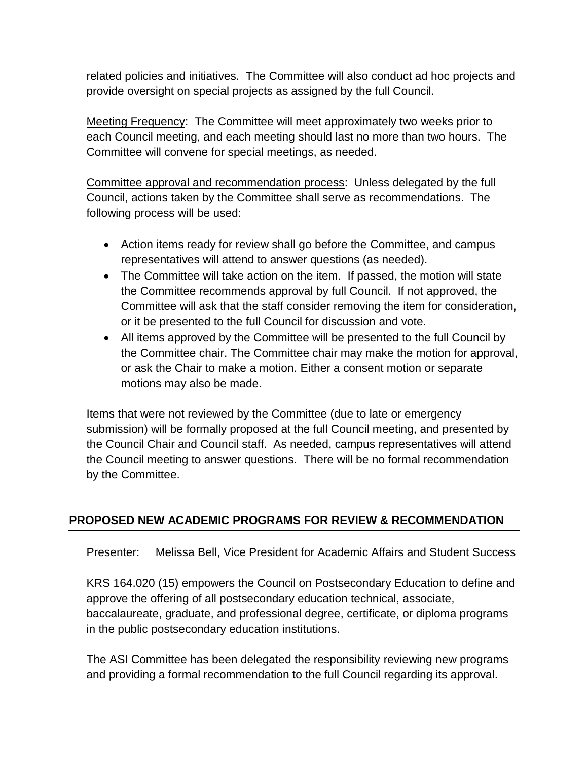related policies and initiatives. The Committee will also conduct ad hoc projects and provide oversight on special projects as assigned by the full Council.

Meeting Frequency: The Committee will meet approximately two weeks prior to each Council meeting, and each meeting should last no more than two hours. The Committee will convene for special meetings, as needed.

Committee approval and recommendation process: Unless delegated by the full Council, actions taken by the Committee shall serve as recommendations. The following process will be used:

- Action items ready for review shall go before the Committee, and campus representatives will attend to answer questions (as needed).
- The Committee will take action on the item. If passed, the motion will state the Committee recommends approval by full Council. If not approved, the Committee will ask that the staff consider removing the item for consideration, or it be presented to the full Council for discussion and vote.
- All items approved by the Committee will be presented to the full Council by the Committee chair. The Committee chair may make the motion for approval, or ask the Chair to make a motion. Either a consent motion or separate motions may also be made.

Items that were not reviewed by the Committee (due to late or emergency submission) will be formally proposed at the full Council meeting, and presented by the Council Chair and Council staff. As needed, campus representatives will attend the Council meeting to answer questions. There will be no formal recommendation by the Committee.

## PROPOSED NEW ACADEMIC PROGRAMS FOR REVIEW & RECOMMENDATION

Presenter: Melissa Bell, Vice President for Academic Affairs and Student Success

KRS 164.020 (15) empowers the Council on Postsecondary Education to define and approve the offering of all postsecondary education technical, associate, baccalaureate, graduate, and professional degree, certificate, or diploma programs in the public postsecondary education institutions.

The ASI Committee has been delegated the responsibility reviewing new programs and providing a formal recommendation to the full Council regarding its approval.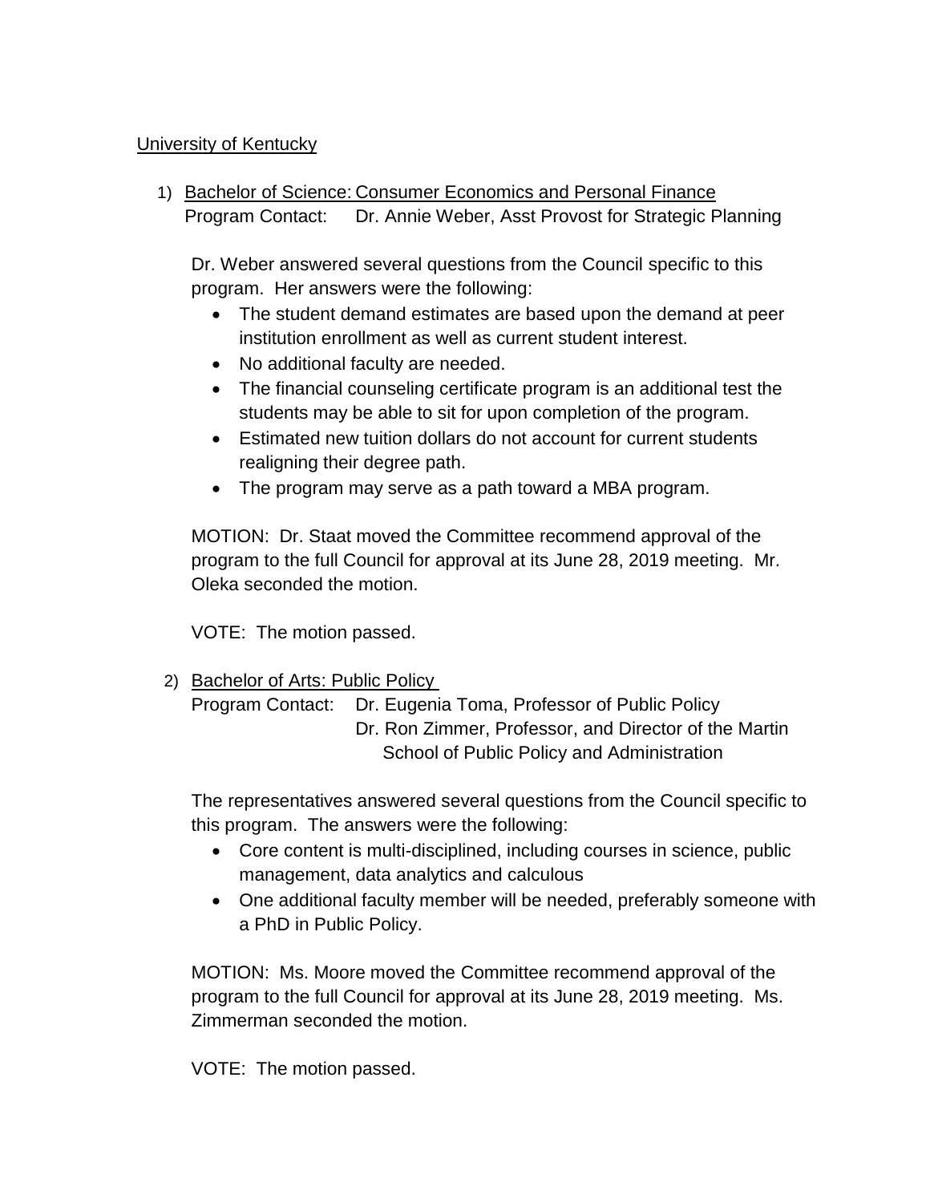University of Kentucky

1) Bachelor of Science: Consumer Economics and Personal Finance
   Program Contact: Dr. Annie Weber, Asst Provost for Strategic Planning

   Dr. Weber answered several questions from the Council specific to this program. Her answers were the following:

   - The student demand estimates are based upon the demand at peer institution enrollment as well as current student interest.
   - No additional faculty are needed.
   - The financial counseling certificate program is an additional test the students may be able to sit for upon completion of the program.
   - Estimated new tuition dollars do not account for current students realigning their degree path.
   - The program may serve as a path toward a MBA program.

   MOTION: Dr. Staat moved the Committee recommend approval of the program to the full Council for approval at its June 28, 2019 meeting. Mr. Oleka seconded the motion.

   VOTE: The motion passed.

2) Bachelor of Arts: Public Policy
   Program Contact: Dr. Eugenia Toma, Professor of Public Policy
   Dr. Ron Zimmer, Professor, and Director of the Martin School of Public Policy and Administration

   The representatives answered several questions from the Council specific to this program. The answers were the following:

   - Core content is multi-disciplined, including courses in science, public management, data analytics and calculous
   - One additional faculty member will be needed, preferably someone with a PhD in Public Policy.

   MOTION: Ms. Moore moved the Committee recommend approval of the program to the full Council for approval at its June 28, 2019 meeting. Ms. Zimmerman seconded the motion.

   VOTE: The motion passed.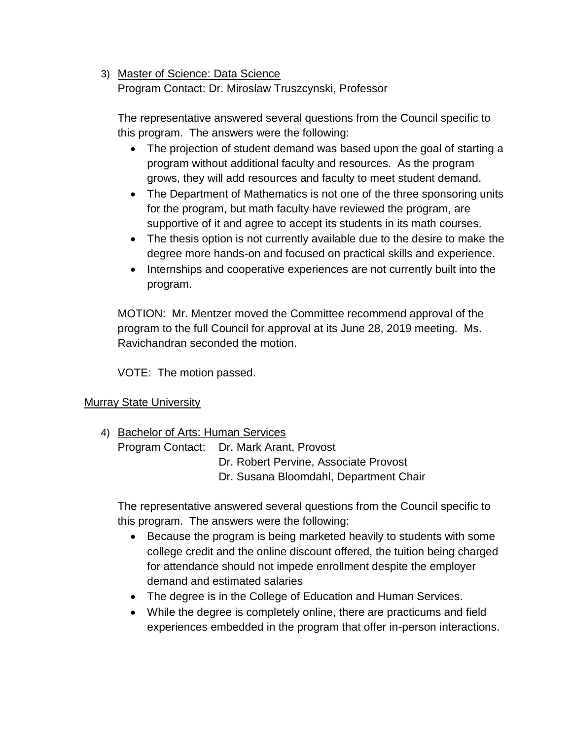3) Master of Science: Data Science

Program Contact: Dr. Miroslaw Truszczynski, Professor

The representative answered several questions from the Council specific to this program. The answers were the following:

- The projection of student demand was based upon the goal of starting a program without additional faculty and resources. As the program grows, they will add resources and faculty to meet student demand.
- The Department of Mathematics is not one of the three sponsoring units for the program, but math faculty have reviewed the program, are supportive of it and agree to accept its students in its math courses.
- The thesis option is not currently available due to the desire to make the degree more hands-on and focused on practical skills and experience.
- Internships and cooperative experiences are not currently built into the program.

MOTION: Mr. Mentzer moved the Committee recommend approval of the program to the full Council for approval at its June 28, 2019 meeting. Ms. Ravichandran seconded the motion.

VOTE: The motion passed.

Murray State University

4) Bachelor of Arts: Human Services

Program Contact: Dr. Mark Arant, Provost
Dr. Robert Pervine, Associate Provost
Dr. Susana Bloomdahl, Department Chair

The representative answered several questions from the Council specific to this program. The answers were the following:

- Because the program is being marketed heavily to students with some college credit and the online discount offered, the tuition being charged for attendance should not impede enrollment despite the employer demand and estimated salaries
- The degree is in the College of Education and Human Services.
- While the degree is completely online, there are practicums and field experiences embedded in the program that offer in-person interactions.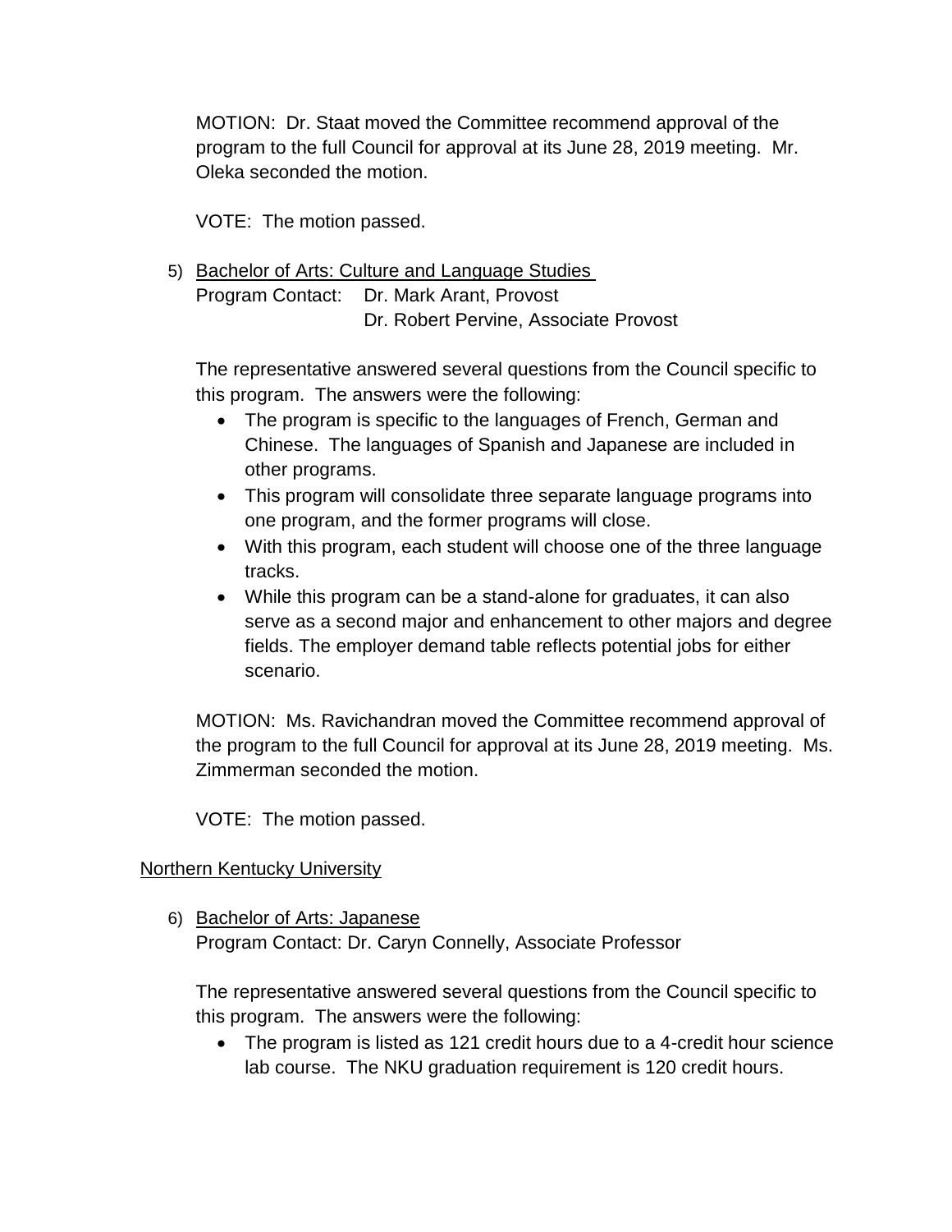MOTION: Dr. Staat moved the Committee recommend approval of the program to the full Council for approval at its June 28, 2019 meeting. Mr. Oleka seconded the motion.

VOTE: The motion passed.

5) Bachelor of Arts: Culture and Language Studies
   Program Contact: Dr. Mark Arant, Provost
   Dr. Robert Pervine, Associate Provost

   The representative answered several questions from the Council specific to this program. The answers were the following:

   - The program is specific to the languages of French, German and Chinese. The languages of Spanish and Japanese are included in other programs.
   - This program will consolidate three separate language programs into one program, and the former programs will close.
   - With this program, each student will choose one of the three language tracks.
   - While this program can be a stand-alone for graduates, it can also serve as a second major and enhancement to other majors and degree fields. The employer demand table reflects potential jobs for either scenario.

   MOTION: Ms. Ravichandran moved the Committee recommend approval of the program to the full Council for approval at its June 28, 2019 meeting. Ms. Zimmerman seconded the motion.

   VOTE: The motion passed.

Northern Kentucky University

6) Bachelor of Arts: Japanese
   Program Contact: Dr. Caryn Connelly, Associate Professor

   The representative answered several questions from the Council specific to this program. The answers were the following:

   - The program is listed as 121 credit hours due to a 4-credit hour science lab course. The NKU graduation requirement is 120 credit hours.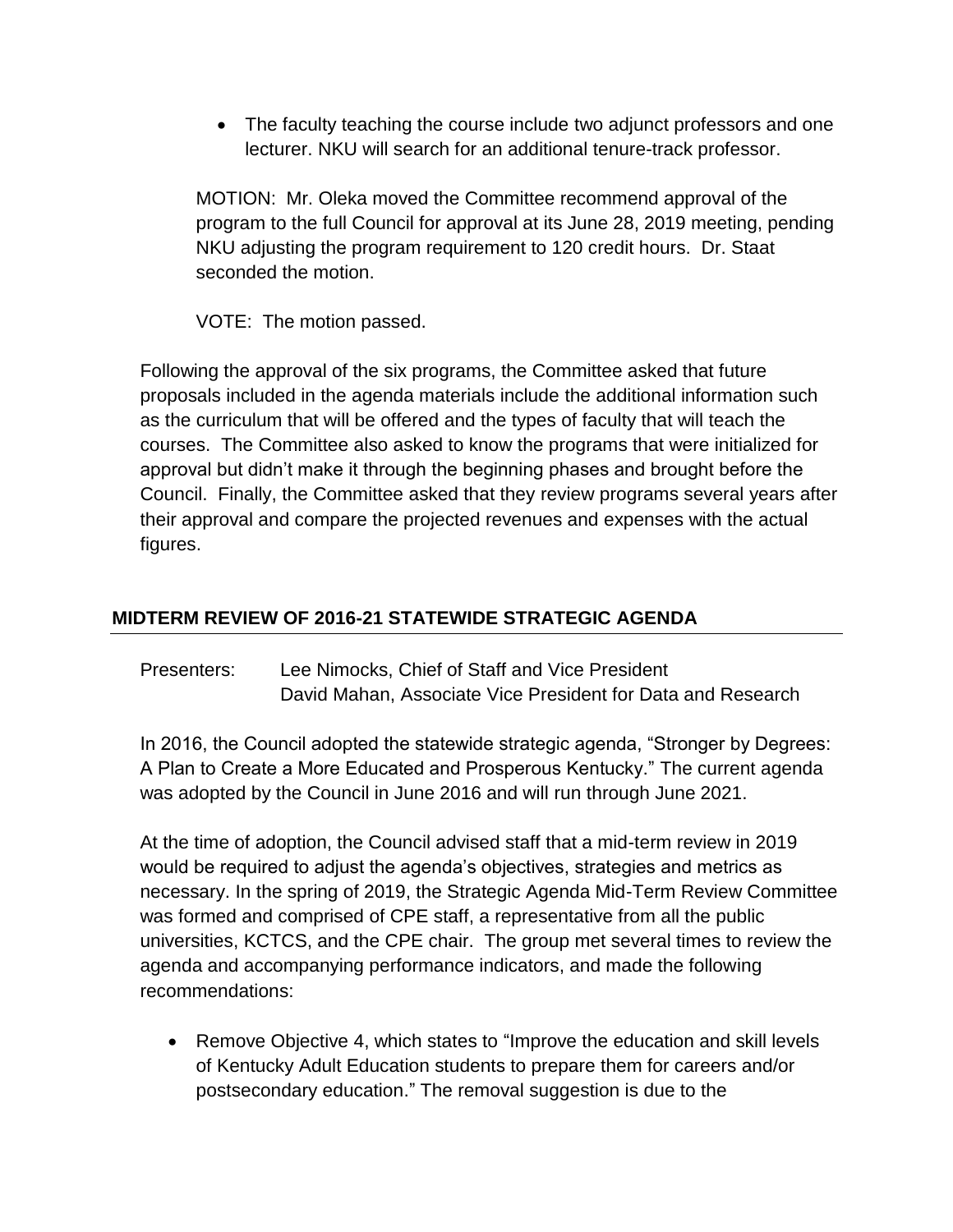- The faculty teaching the course include two adjunct professors and one lecturer. NKU will search for an additional tenure-track professor.

MOTION: Mr. Oleka moved the Committee recommend approval of the program to the full Council for approval at its June 28, 2019 meeting, pending NKU adjusting the program requirement to 120 credit hours. Dr. Staat seconded the motion.

VOTE: The motion passed.

Following the approval of the six programs, the Committee asked that future proposals included in the agenda materials include the additional information such as the curriculum that will be offered and the types of faculty that will teach the courses. The Committee also asked to know the programs that were initialized for approval but didn't make it through the beginning phases and brought before the Council. Finally, the Committee asked that they review programs several years after their approval and compare the projected revenues and expenses with the actual figures.

## MIDTERM REVIEW OF 2016-21 STATEWIDE STRATEGIC AGENDA

Presenters: Lee Nimocks, Chief of Staff and Vice President
David Mahan, Associate Vice President for Data and Research

In 2016, the Council adopted the statewide strategic agenda, "Stronger by Degrees: A Plan to Create a More Educated and Prosperous Kentucky." The current agenda was adopted by the Council in June 2016 and will run through June 2021.

At the time of adoption, the Council advised staff that a mid-term review in 2019 would be required to adjust the agenda's objectives, strategies and metrics as necessary. In the spring of 2019, the Strategic Agenda Mid-Term Review Committee was formed and comprised of CPE staff, a representative from all the public universities, KCTCS, and the CPE chair. The group met several times to review the agenda and accompanying performance indicators, and made the following recommendations:

- Remove Objective 4, which states to "Improve the education and skill levels of Kentucky Adult Education students to prepare them for careers and/or postsecondary education." The removal suggestion is due to the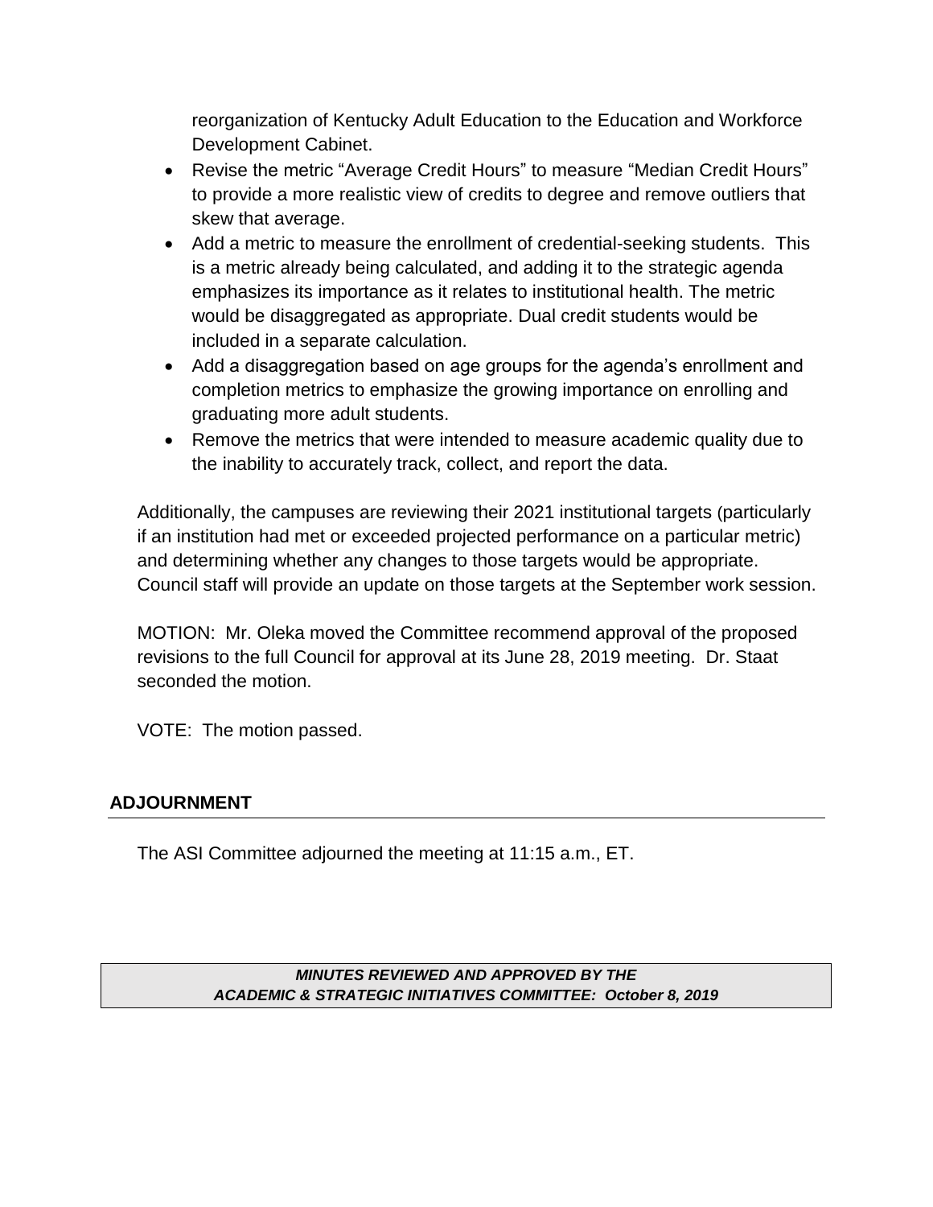reorganization of Kentucky Adult Education to the Education and Workforce Development Cabinet.

- Revise the metric “Average Credit Hours” to measure “Median Credit Hours” to provide a more realistic view of credits to degree and remove outliers that skew that average.
- Add a metric to measure the enrollment of credential-seeking students. This is a metric already being calculated, and adding it to the strategic agenda emphasizes its importance as it relates to institutional health. The metric would be disaggregated as appropriate. Dual credit students would be included in a separate calculation.
- Add a disaggregation based on age groups for the agenda’s enrollment and completion metrics to emphasize the growing importance on enrolling and graduating more adult students.
- Remove the metrics that were intended to measure academic quality due to the inability to accurately track, collect, and report the data.

Additionally, the campuses are reviewing their 2021 institutional targets (particularly if an institution had met or exceeded projected performance on a particular metric) and determining whether any changes to those targets would be appropriate. Council staff will provide an update on those targets at the September work session.

MOTION: Mr. Oleka moved the Committee recommend approval of the proposed revisions to the full Council for approval at its June 28, 2019 meeting. Dr. Staat seconded the motion.

VOTE: The motion passed.

## ADJOURNMENT

The ASI Committee adjourned the meeting at 11:15 a.m., ET.

***MINUTES REVIEWED AND APPROVED BY THE ACADEMIC & STRATEGIC INITIATIVES COMMITTEE: October 8, 2019***